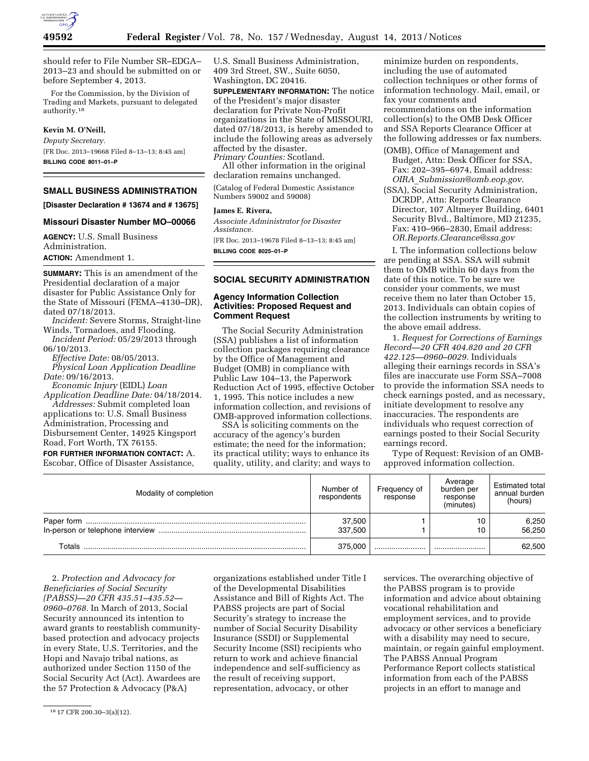should refer to File Number SR–EDGA–2013–23 and should be submitted on or before September 4, 2013.

For the Commission, by the Division of Trading and Markets, pursuant to delegated authority.[18]

**Kevin M. O'Neill,**

*Deputy Secretary.*

[FR Doc. 2013–19668 Filed 8–13–13; 8:45 am]

**BILLING CODE 8011–01–P**

## SMALL BUSINESS ADMINISTRATION

**[Disaster Declaration # 13674 and # 13675]**

### Missouri Disaster Number MO–00066

**AGENCY:** U.S. Small Business Administration.

**ACTION:** Amendment 1.

**SUMMARY:** This is an amendment of the Presidential declaration of a major disaster for Public Assistance Only for the State of Missouri (FEMA–4130–DR), dated 07/18/2013.

*Incident:* Severe Storms, Straight-line Winds, Tornadoes, and Flooding.

*Incident Period:* 05/29/2013 through 06/10/2013.

*Effective Date:* 08/05/2013.

*Physical Loan Application Deadline Date:* 09/16/2013.

*Economic Injury* (EIDL) *Loan Application Deadline Date:* 04/18/2014.

*Addresses:* Submit completed loan applications to: U.S. Small Business Administration, Processing and Disbursement Center, 14925 Kingsport Road, Fort Worth, TX 76155.

**FOR FURTHER INFORMATION CONTACT:** A. Escobar, Office of Disaster Assistance, U.S. Small Business Administration, 409 3rd Street, SW., Suite 6050, Washington, DC 20416.

**SUPPLEMENTARY INFORMATION:** The notice of the President's major disaster declaration for Private Non-Profit organizations in the State of MISSOURI, dated 07/18/2013, is hereby amended to include the following areas as adversely affected by the disaster.

*Primary Counties:* Scotland.

All other information in the original declaration remains unchanged.

(Catalog of Federal Domestic Assistance Numbers 59002 and 59008)

**James E. Rivera,**

*Associate Administrator for Disaster Assistance.*

[FR Doc. 2013–19678 Filed 8–13–13; 8:45 am]

**BILLING CODE 8025–01–P**

## SOCIAL SECURITY ADMINISTRATION

### Agency Information Collection Activities: Proposed Request and Comment Request

The Social Security Administration (SSA) publishes a list of information collection packages requiring clearance by the Office of Management and Budget (OMB) in compliance with Public Law 104–13, the Paperwork Reduction Act of 1995, effective October 1, 1995. This notice includes a new information collection, and revisions of OMB-approved information collections.

SSA is soliciting comments on the accuracy of the agency's burden estimate; the need for the information; its practical utility; ways to enhance its quality, utility, and clarity; and ways to minimize burden on respondents, including the use of automated collection techniques or other forms of information technology. Mail, email, or fax your comments and recommendations on the information collection(s) to the OMB Desk Officer and SSA Reports Clearance Officer at the following addresses or fax numbers.

(OMB), Office of Management and Budget, Attn: Desk Officer for SSA, Fax: 202–395–6974, Email address: *OIRA_Submission@omb.eop.gov*.

(SSA), Social Security Administration, DCRDP, Attn: Reports Clearance Director, 107 Altmeyer Building, 6401 Security Blvd., Baltimore, MD 21235, Fax: 410–966–2830, Email address: *OR.Reports.Clearance@ssa.gov*

I. The information collections below are pending at SSA. SSA will submit them to OMB within 60 days from the date of this notice. To be sure we consider your comments, we must receive them no later than October 15, 2013. Individuals can obtain copies of the collection instruments by writing to the above email address.

1. *Request for Corrections of Earnings Record—20 CFR 404.820 and 20 CFR 422.125—0960–0029.* Individuals alleging their earnings records in SSA's files are inaccurate use Form SSA–7008 to provide the information SSA needs to check earnings posted, and as necessary, initiate development to resolve any inaccuracies. The respondents are individuals who request correction of earnings posted to their Social Security earnings record.

Type of Request: Revision of an OMB-approved information collection.

| Modality of completion | Number of respondents | Frequency of response | Average burden per response (minutes) | Estimated total annual burden (hours) |
|---|---|---|---|---|
| Paper form | 37,500 | 1 | 10 | 6,250 |
| In-person or telephone interview | 337,500 | 1 | 10 | 56,250 |
| Totals | 375,000 | | | 62,500 |

2. *Protection and Advocacy for Beneficiaries of Social Security (PABSS)—20 CFR 435.51–435.52—0960–0768.* In March of 2013, Social Security announced its intention to award grants to reestablish community-based protection and advocacy projects in every State, U.S. Territories, and the Hopi and Navajo tribal nations, as authorized under Section 1150 of the Social Security Act (Act). Awardees are the 57 Protection & Advocacy (P&A) organizations established under Title I of the Developmental Disabilities Assistance and Bill of Rights Act. The PABSS projects are part of Social Security's strategy to increase the number of Social Security Disability Insurance (SSDI) or Supplemental Security Income (SSI) recipients who return to work and achieve financial independence and self-sufficiency as the result of receiving support, representation, advocacy, or other services. The overarching objective of the PABSS program is to provide information and advice about obtaining vocational rehabilitation and employment services, and to provide advocacy or other services a beneficiary with a disability may need to secure, maintain, or regain gainful employment. The PABSS Annual Program Performance Report collects statistical information from each of the PABSS projects in an effort to manage and

[18] 17 CFR 200.30–3(a)(12).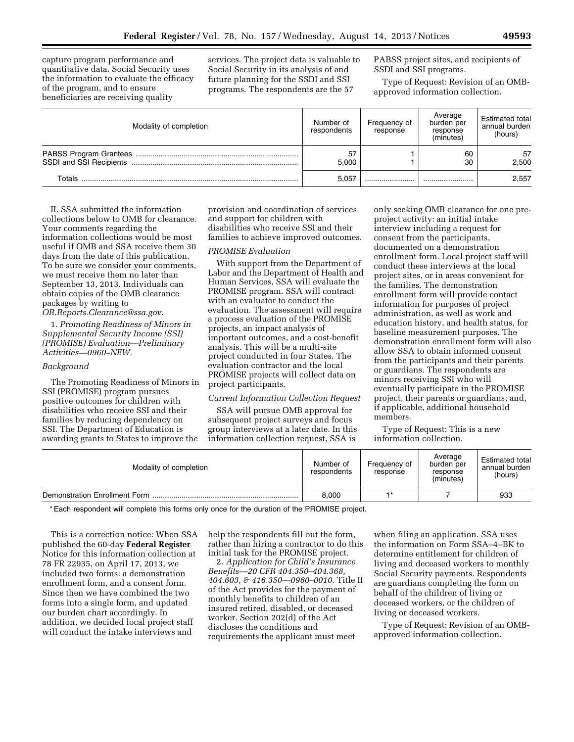capture program performance and quantitative data. Social Security uses the information to evaluate the efficacy of the program, and to ensure beneficiaries are receiving quality services. The project data is valuable to Social Security in its analysis of and future planning for the SSDI and SSI programs. The respondents are the 57 PABSS project sites, and recipients of SSDI and SSI programs.

Type of Request: Revision of an OMB-approved information collection.

| Modality of completion | Number of respondents | Frequency of response | Average burden per response (minutes) | Estimated total annual burden (hours) |
|---|---|---|---|---|
| PABSS Program Grantees | 57 | 1 | 60 | 57 |
| SSDI and SSI Recipients | 5,000 | 1 | 30 | 2,500 |
| Totals | 5,057 | | | 2,557 |

II. SSA submitted the information collections below to OMB for clearance. Your comments regarding the information collections would be most useful if OMB and SSA receive them 30 days from the date of this publication. To be sure we consider your comments, we must receive them no later than September 13, 2013. Individuals can obtain copies of the OMB clearance packages by writing to *OR.Reports.Clearance@ssa.gov.*

1. *Promoting Readiness of Minors in Supplemental Security Income (SSI) (PROMISE) Evaluation—Preliminary Activities—0960–NEW.*

*Background*

The Promoting Readiness of Minors in SSI (PROMISE) program pursues positive outcomes for children with disabilities who receive SSI and their families by reducing dependency on SSI. The Department of Education is awarding grants to States to improve the provision and coordination of services and support for children with disabilities who receive SSI and their families to achieve improved outcomes.

*PROMISE Evaluation*

With support from the Department of Labor and the Department of Health and Human Services, SSA will evaluate the PROMISE program. SSA will contract with an evaluator to conduct the evaluation. The assessment will require a process evaluation of the PROMISE projects, an impact analysis of important outcomes, and a cost-benefit analysis. This will be a multi-site project conducted in four States. The evaluation contractor and the local PROMISE projects will collect data on project participants.

*Current Information Collection Request*

SSA will pursue OMB approval for subsequent project surveys and focus group interviews at a later date. In this information collection request, SSA is only seeking OMB clearance for one pre-project activity: an initial intake interview including a request for consent from the participants, documented on a demonstration enrollment form. Local project staff will conduct these interviews at the local project sites, or in areas convenient for the families. The demonstration enrollment form will provide contact information for purposes of project administration, as well as work and education history, and health status, for baseline measurement purposes. The demonstration enrollment form will also allow SSA to obtain informed consent from the participants and their parents or guardians. The respondents are minors receiving SSI who will eventually participate in the PROMISE project, their parents or guardians, and, if applicable, additional household members.

Type of Request: This is a new information collection.

| Modality of completion | Number of respondents | Frequency of response | Average burden per response (minutes) | Estimated total annual burden (hours) |
|---|---|---|---|---|
| Demonstration Enrollment Form | 8,000 | 1* | 7 | 933 |

* Each respondent will complete this forms only once for the duration of the PROMISE project.

This is a correction notice: When SSA published the 60-day **Federal Register** Notice for this information collection at 78 FR 22935, on April 17, 2013, we included two forms: a demonstration enrollment form, and a consent form. Since then we have combined the two forms into a single form, and updated our burden chart accordingly. In addition, we decided local project staff will conduct the intake interviews and help the respondents fill out the form, rather than hiring a contractor to do this initial task for the PROMISE project.

2. *Application for Child's Insurance Benefits—20 CFR 404.350–404.368, 404.603, & 416.350—0960–0010.* Title II of the Act provides for the payment of monthly benefits to children of an insured retired, disabled, or deceased worker. Section 202(d) of the Act discloses the conditions and requirements the applicant must meet when filing an application. SSA uses the information on Form SSA–4–BK to determine entitlement for children of living and deceased workers to monthly Social Security payments. Respondents are guardians completing the form on behalf of the children of living or deceased workers, or the children of living or deceased workers.

Type of Request: Revision of an OMB-approved information collection.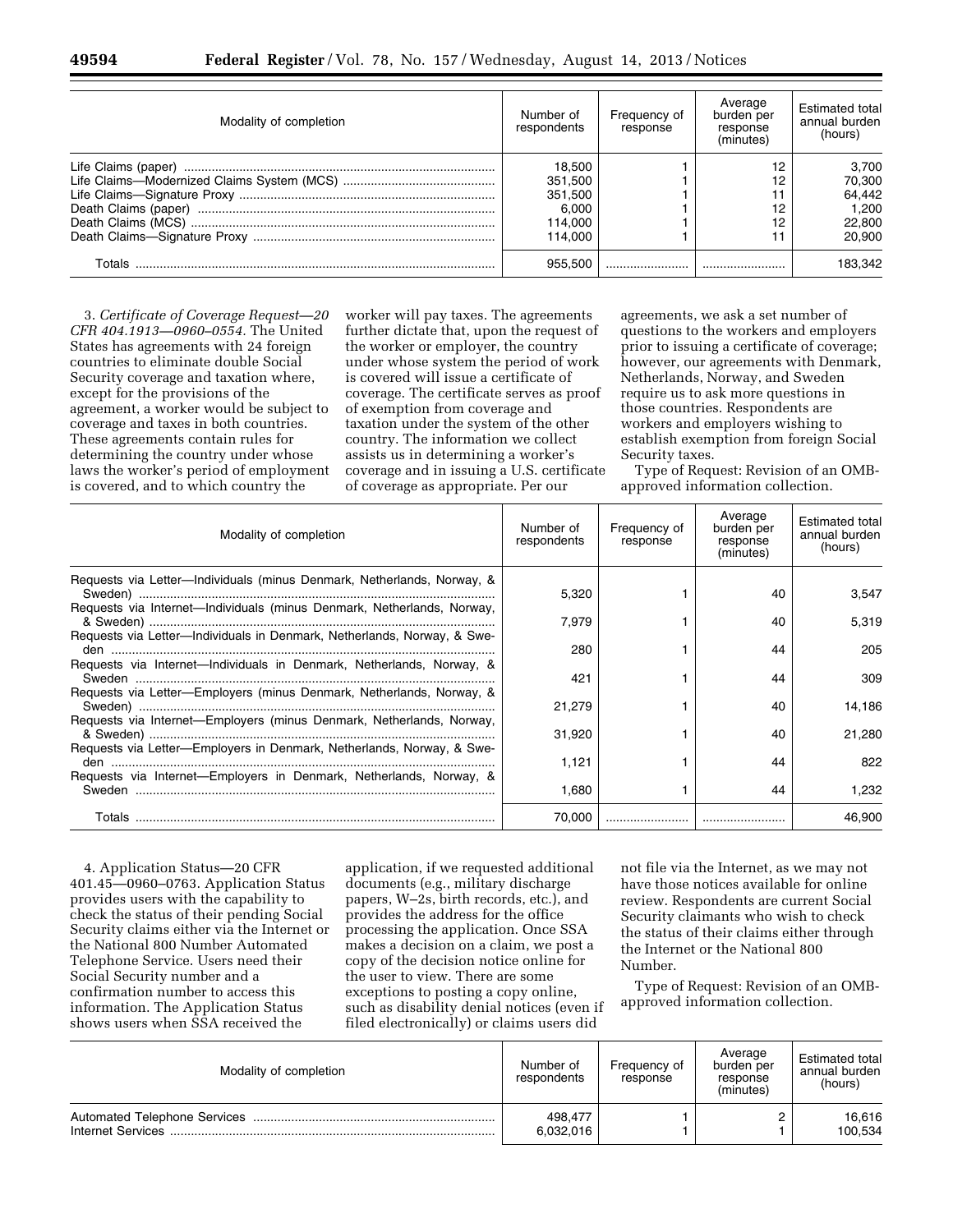| Modality of completion | Number of respondents | Frequency of response | Average burden per response (minutes) | Estimated total annual burden (hours) |
|---|---|---|---|---|
| Life Claims (paper) | 18,500 | 1 | 12 | 3,700 |
| Life Claims—Modernized Claims System (MCS) | 351,500 | 1 | 12 | 70,300 |
| Life Claims—Signature Proxy | 351,500 | 1 | 11 | 64,442 |
| Death Claims (paper) | 6,000 | 1 | 12 | 1,200 |
| Death Claims (MCS) | 114,000 | 1 | 12 | 22,800 |
| Death Claims—Signature Proxy | 114,000 | 1 | 11 | 20,900 |
| Totals | 955,500 | | | 183,342 |

3. *Certificate of Coverage Request—20 CFR 404.1913—0960–0554.* The United States has agreements with 24 foreign countries to eliminate double Social Security coverage and taxation where, except for the provisions of the agreement, a worker would be subject to coverage and taxes in both countries. These agreements contain rules for determining the country under whose laws the worker's period of employment is covered, and to which country the worker will pay taxes. The agreements further dictate that, upon the request of the worker or employer, the country under whose system the period of work is covered will issue a certificate of coverage. The certificate serves as proof of exemption from coverage and taxation under the system of the other country. The information we collect assists us in determining a worker's coverage and in issuing a U.S. certificate of coverage as appropriate. Per our agreements, we ask a set number of questions to the workers and employers prior to issuing a certificate of coverage; however, our agreements with Denmark, Netherlands, Norway, and Sweden require us to ask more questions in those countries. Respondents are workers and employers wishing to establish exemption from foreign Social Security taxes.

Type of Request: Revision of an OMB-approved information collection.

| Modality of completion | Number of respondents | Frequency of response | Average burden per response (minutes) | Estimated total annual burden (hours) |
|---|---|---|---|---|
| Requests via Letter—Individuals (minus Denmark, Netherlands, Norway, & Sweden) | 5,320 | 1 | 40 | 3,547 |
| Requests via Internet—Individuals (minus Denmark, Netherlands, Norway, & Sweden) | 7,979 | 1 | 40 | 5,319 |
| Requests via Letter—Individuals in Denmark, Netherlands, Norway, & Sweden | 280 | 1 | 44 | 205 |
| Requests via Internet—Individuals in Denmark, Netherlands, Norway, & Sweden | 421 | 1 | 44 | 309 |
| Requests via Letter—Employers (minus Denmark, Netherlands, Norway, & Sweden) | 21,279 | 1 | 40 | 14,186 |
| Requests via Internet—Employers (minus Denmark, Netherlands, Norway, & Sweden) | 31,920 | 1 | 40 | 21,280 |
| Requests via Letter—Employers in Denmark, Netherlands, Norway, & Sweden | 1,121 | 1 | 44 | 822 |
| Requests via Internet—Employers in Denmark, Netherlands, Norway, & Sweden | 1,680 | 1 | 44 | 1,232 |
| Totals | 70,000 | | | 46,900 |

4. Application Status—20 CFR 401.45—0960–0763. Application Status provides users with the capability to check the status of their pending Social Security claims either via the Internet or the National 800 Number Automated Telephone Service. Users need their Social Security number and a confirmation number to access this information. The Application Status shows users when SSA received the application, if we requested additional documents (e.g., military discharge papers, W–2s, birth records, etc.), and provides the address for the office processing the application. Once SSA makes a decision on a claim, we post a copy of the decision notice online for the user to view. There are some exceptions to posting a copy online, such as disability denial notices (even if filed electronically) or claims users did not file via the Internet, as we may not have those notices available for online review. Respondents are current Social Security claimants who wish to check the status of their claims either through the Internet or the National 800 Number.

Type of Request: Revision of an OMB-approved information collection.

| Modality of completion | Number of respondents | Frequency of response | Average burden per response (minutes) | Estimated total annual burden (hours) |
|---|---|---|---|---|
| Automated Telephone Services | 498,477 | 1 | 2 | 16,616 |
| Internet Services | 6,032,016 | 1 | 1 | 100,534 |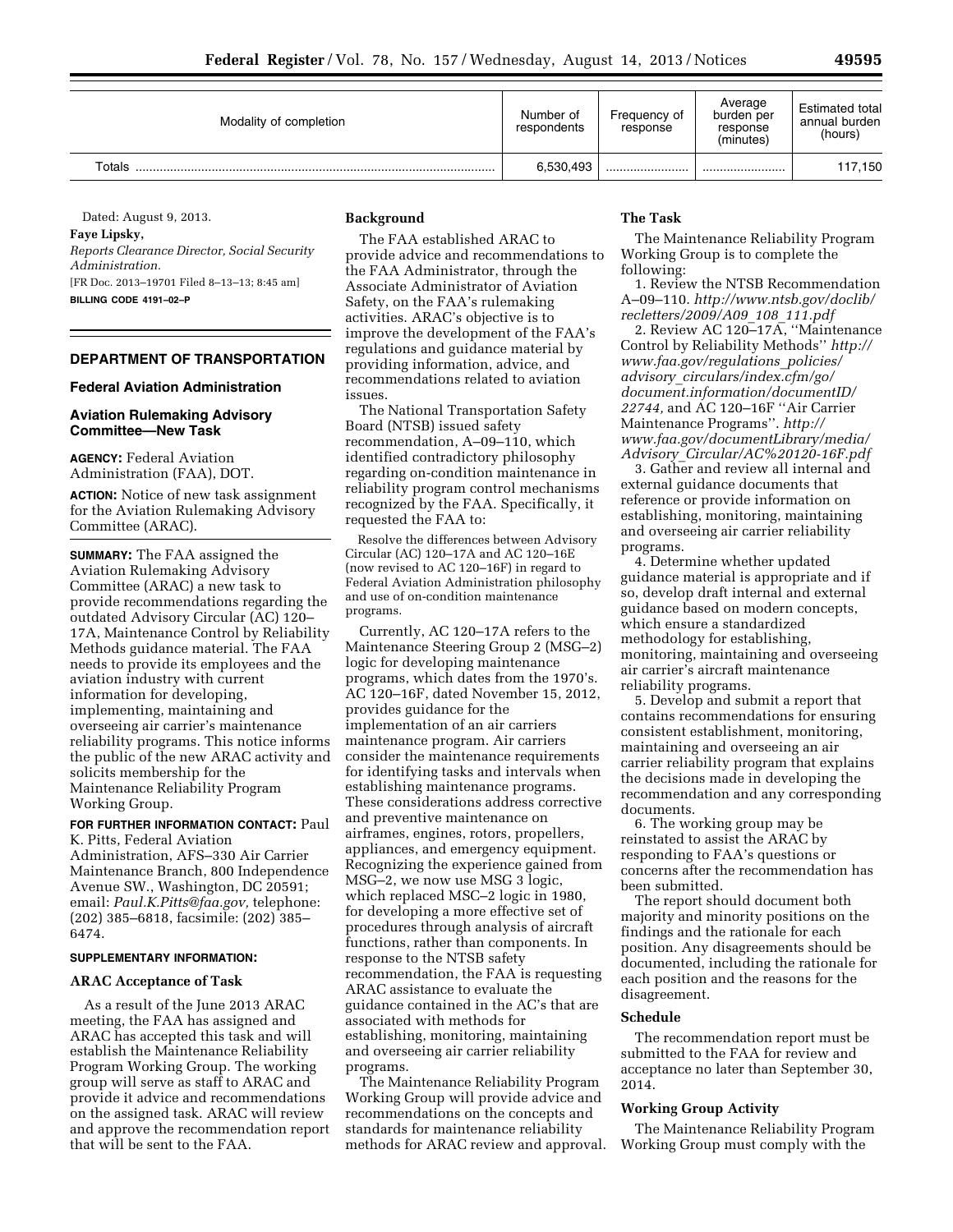| Modality of completion | Number of respondents | Frequency of response | Average burden per response (minutes) | Estimated total annual burden (hours) |
|---|---|---|---|---|
| Totals | 6,530,493 | | | 117,150 |

Dated: August 9, 2013.

**Faye Lipsky,**

*Reports Clearance Director, Social Security Administration.*

[FR Doc. 2013–19701 Filed 8–13–13; 8:45 am]

**BILLING CODE 4191–02–P**

## DEPARTMENT OF TRANSPORTATION

### Federal Aviation Administration

### Aviation Rulemaking Advisory Committee—New Task

**AGENCY:** Federal Aviation Administration (FAA), DOT.

**ACTION:** Notice of new task assignment for the Aviation Rulemaking Advisory Committee (ARAC).

**SUMMARY:** The FAA assigned the Aviation Rulemaking Advisory Committee (ARAC) a new task to provide recommendations regarding the outdated Advisory Circular (AC) 120–17A, Maintenance Control by Reliability Methods guidance material. The FAA needs to provide its employees and the aviation industry with current information for developing, implementing, maintaining and overseeing air carrier's maintenance reliability programs. This notice informs the public of the new ARAC activity and solicits membership for the Maintenance Reliability Program Working Group.

**FOR FURTHER INFORMATION CONTACT:** Paul K. Pitts, Federal Aviation Administration, AFS–330 Air Carrier Maintenance Branch, 800 Independence Avenue SW., Washington, DC 20591; email: *Paul.K.Pitts@faa.gov,* telephone: (202) 385–6818, facsimile: (202) 385–6474.

**SUPPLEMENTARY INFORMATION:**

#### ARAC Acceptance of Task

As a result of the June 2013 ARAC meeting, the FAA has assigned and ARAC has accepted this task and will establish the Maintenance Reliability Program Working Group. The working group will serve as staff to ARAC and provide it advice and recommendations on the assigned task. ARAC will review and approve the recommendation report that will be sent to the FAA.

#### Background

The FAA established ARAC to provide advice and recommendations to the FAA Administrator, through the Associate Administrator of Aviation Safety, on the FAA's rulemaking activities. ARAC's objective is to improve the development of the FAA's regulations and guidance material by providing information, advice, and recommendations related to aviation issues.

The National Transportation Safety Board (NTSB) issued safety recommendation, A–09–110, which identified contradictory philosophy regarding on-condition maintenance in reliability program control mechanisms recognized by the FAA. Specifically, it requested the FAA to:

> Resolve the differences between Advisory Circular (AC) 120–17A and AC 120–16E (now revised to AC 120–16F) in regard to Federal Aviation Administration philosophy and use of on-condition maintenance programs.

Currently, AC 120–17A refers to the Maintenance Steering Group 2 (MSG–2) logic for developing maintenance programs, which dates from the 1970's. AC 120–16F, dated November 15, 2012, provides guidance for the implementation of an air carriers maintenance program. Air carriers consider the maintenance requirements for identifying tasks and intervals when establishing maintenance programs. These considerations address corrective and preventive maintenance on airframes, engines, rotors, propellers, appliances, and emergency equipment. Recognizing the experience gained from MSG–2, we now use MSG 3 logic, which replaced MSC–2 logic in 1980, for developing a more effective set of procedures through analysis of aircraft functions, rather than components. In response to the NTSB safety recommendation, the FAA is requesting ARAC assistance to evaluate the guidance contained in the AC's that are associated with methods for establishing, monitoring, maintaining and overseeing air carrier reliability programs.

The Maintenance Reliability Program Working Group will provide advice and recommendations on the concepts and standards for maintenance reliability methods for ARAC review and approval.

#### The Task

The Maintenance Reliability Program Working Group is to complete the following:

1. Review the NTSB Recommendation A–09–110. *http://www.ntsb.gov/doclib/recletters/2009/A09_108_111.pdf*
2. Review AC 120–17A, "Maintenance Control by Reliability Methods" *http://www.faa.gov/regulations_policies/advisory_circulars/index.cfm/go/document.information/documentID/22744,* and AC 120–16F "Air Carrier Maintenance Programs". *http://www.faa.gov/documentLibrary/media/Advisory_Circular/AC%20120-16F.pdf*
3. Gather and review all internal and external guidance documents that reference or provide information on establishing, monitoring, maintaining and overseeing air carrier reliability programs.
4. Determine whether updated guidance material is appropriate and if so, develop draft internal and external guidance based on modern concepts, which ensure a standardized methodology for establishing, monitoring, maintaining and overseeing air carrier's aircraft maintenance reliability programs.
5. Develop and submit a report that contains recommendations for ensuring consistent establishment, monitoring, maintaining and overseeing an air carrier reliability program that explains the decisions made in developing the recommendation and any corresponding documents.
6. The working group may be reinstated to assist the ARAC by responding to FAA's questions or concerns after the recommendation has been submitted.

The report should document both majority and minority positions on the findings and the rationale for each position. Any disagreements should be documented, including the rationale for each position and the reasons for the disagreement.

#### Schedule

The recommendation report must be submitted to the FAA for review and acceptance no later than September 30, 2014.

#### Working Group Activity

The Maintenance Reliability Program Working Group must comply with the